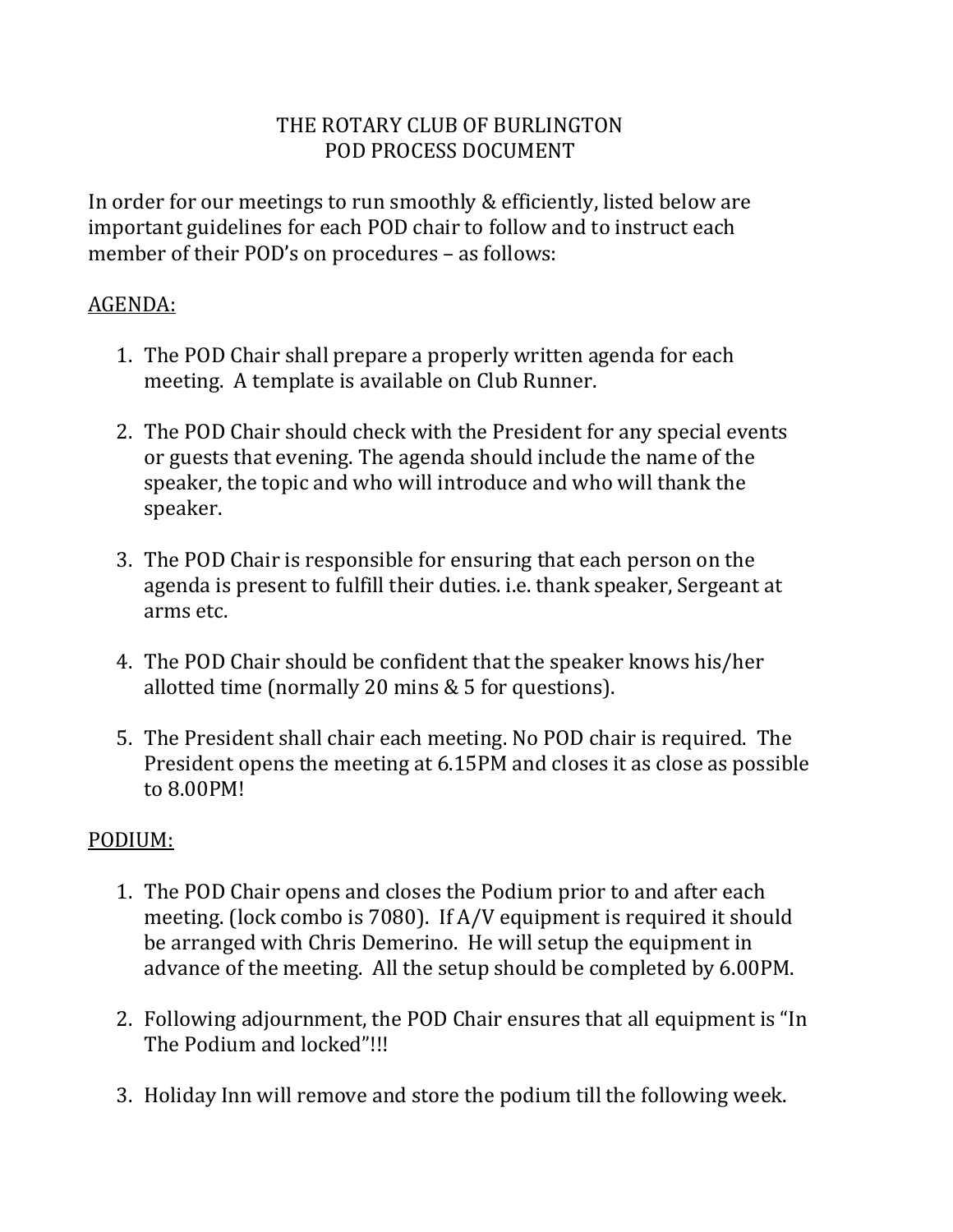# THE ROTARY CLUB OF BURLINGTON
# POD PROCESS DOCUMENT

In order for our meetings to run smoothly & efficiently, listed below are important guidelines for each POD chair to follow and to instruct each member of their POD's on procedures – as follows:

## AGENDA:

1. The POD Chair shall prepare a properly written agenda for each meeting. A template is available on Club Runner.

2. The POD Chair should check with the President for any special events or guests that evening. The agenda should include the name of the speaker, the topic and who will introduce and who will thank the speaker.

3. The POD Chair is responsible for ensuring that each person on the agenda is present to fulfill their duties. i.e. thank speaker, Sergeant at arms etc.

4. The POD Chair should be confident that the speaker knows his/her allotted time (normally 20 mins & 5 for questions).

5. The President shall chair each meeting. No POD chair is required. The President opens the meeting at 6.15PM and closes it as close as possible to 8.00PM!

## PODIUM:

1. The POD Chair opens and closes the Podium prior to and after each meeting. (lock combo is 7080). If A/V equipment is required it should be arranged with Chris Demerino. He will setup the equipment in advance of the meeting. All the setup should be completed by 6.00PM.

2. Following adjournment, the POD Chair ensures that all equipment is "In The Podium and locked"!!!

3. Holiday Inn will remove and store the podium till the following week.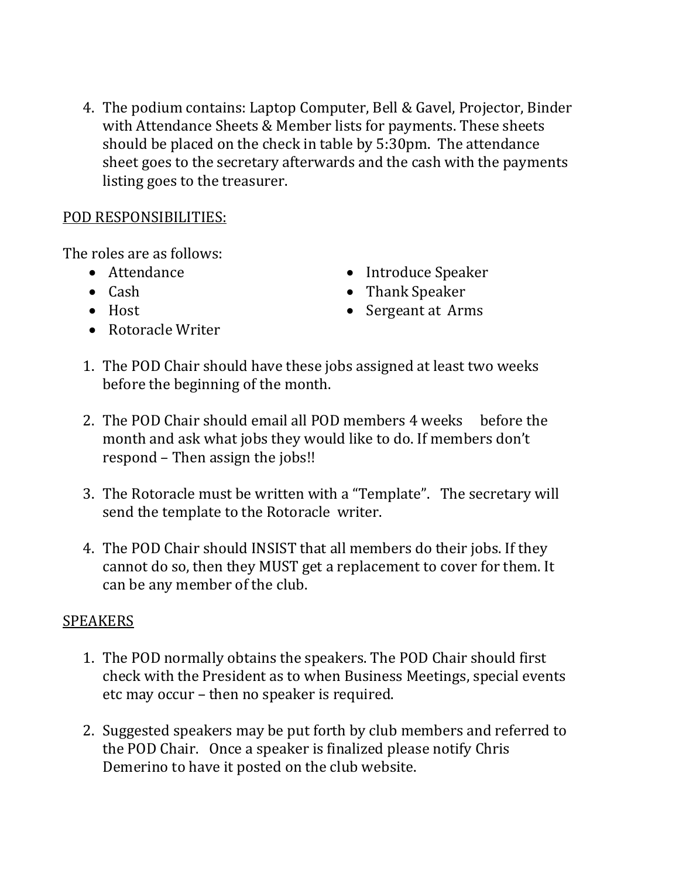4. The podium contains: Laptop Computer, Bell & Gavel, Projector, Binder with Attendance Sheets & Member lists for payments. These sheets should be placed on the check in table by 5:30pm. The attendance sheet goes to the secretary afterwards and the cash with the payments listing goes to the treasurer.

<u>POD RESPONSIBILITIES:</u>

The roles are as follows:

- Attendance
- Cash
- Host
- Rotoracle Writer
- Introduce Speaker
- Thank Speaker
- Sergeant at Arms

1. The POD Chair should have these jobs assigned at least two weeks before the beginning of the month.

2. The POD Chair should email all POD members 4 weeks before the month and ask what jobs they would like to do. If members don't respond – Then assign the jobs!!

3. The Rotoracle must be written with a "Template". The secretary will send the template to the Rotoracle writer.

4. The POD Chair should INSIST that all members do their jobs. If they cannot do so, then they MUST get a replacement to cover for them. It can be any member of the club.

<u>SPEAKERS</u>

1. The POD normally obtains the speakers. The POD Chair should first check with the President as to when Business Meetings, special events etc may occur – then no speaker is required.

2. Suggested speakers may be put forth by club members and referred to the POD Chair. Once a speaker is finalized please notify Chris Demerino to have it posted on the club website.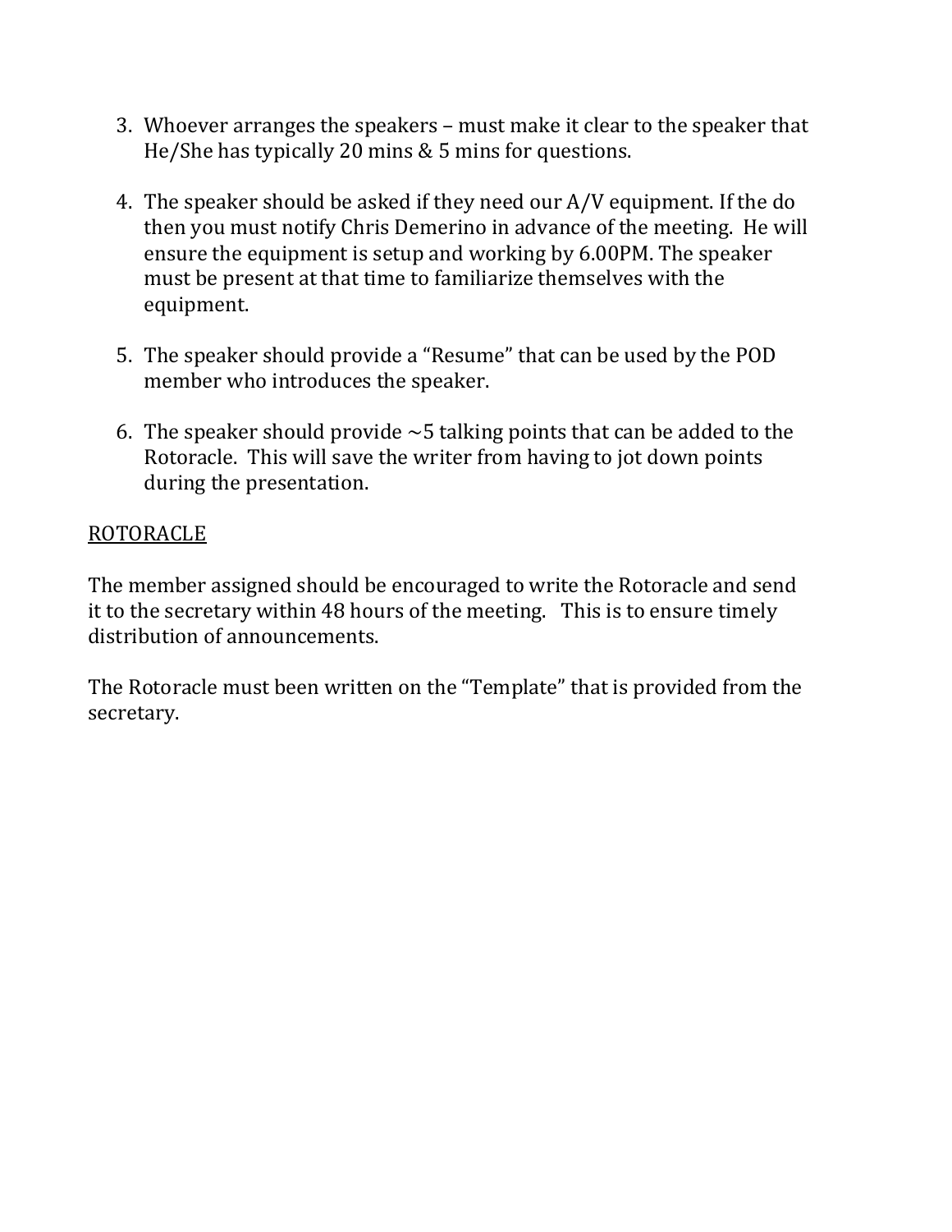3. Whoever arranges the speakers – must make it clear to the speaker that He/She has typically 20 mins & 5 mins for questions.

4. The speaker should be asked if they need our A/V equipment. If the do then you must notify Chris Demerino in advance of the meeting. He will ensure the equipment is setup and working by 6.00PM. The speaker must be present at that time to familiarize themselves with the equipment.

5. The speaker should provide a "Resume" that can be used by the POD member who introduces the speaker.

6. The speaker should provide ~5 talking points that can be added to the Rotoracle. This will save the writer from having to jot down points during the presentation.

<u>ROTORACLE</u>

The member assigned should be encouraged to write the Rotoracle and send it to the secretary within 48 hours of the meeting. This is to ensure timely distribution of announcements.

The Rotoracle must been written on the "Template" that is provided from the secretary.